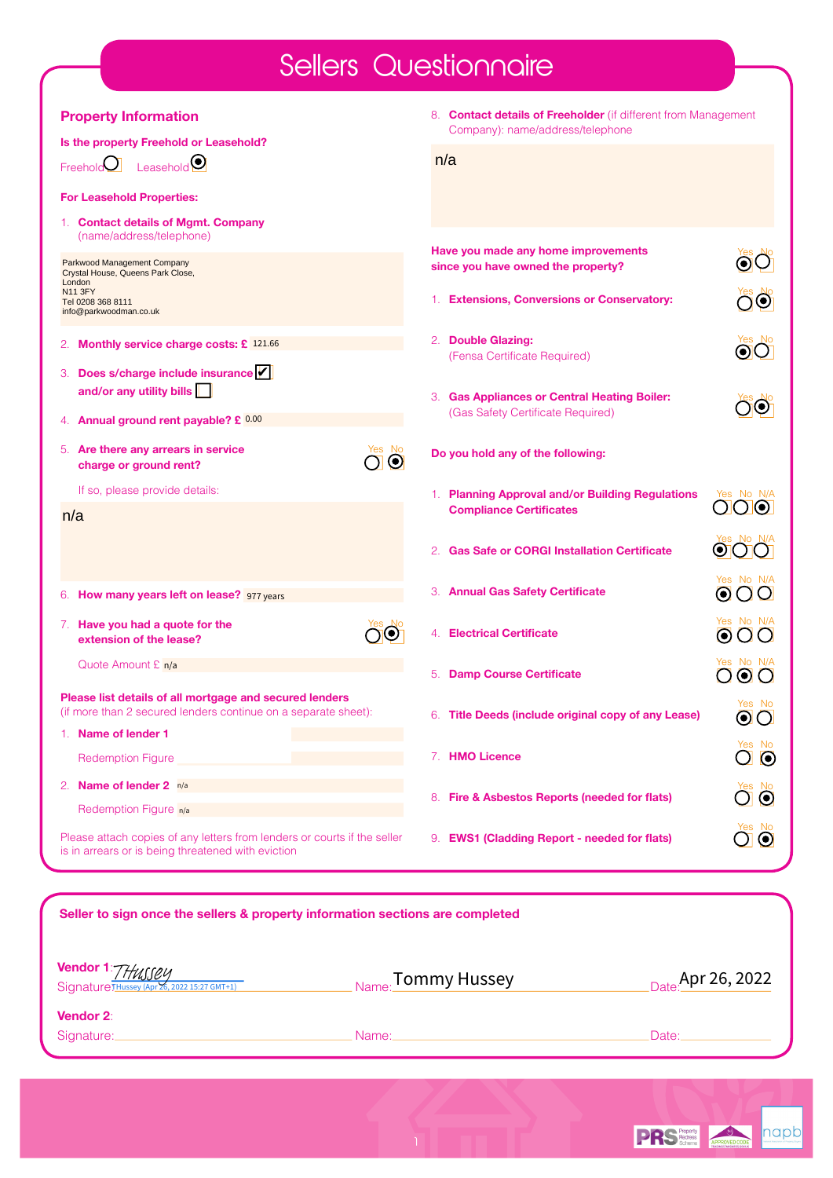# Sellers Questionnaire

## Property Information

**Is the property Freehold or Leasehold?**

Freehold ○ Leasehold ◉

**For Leasehold Properties:**

1. **Contact details of Mgmt. Company** (name/address/telephone)

Parkwood Management Company
Crystal House, Queens Park Close,
London
N11 3FY
Tel 0208 368 8111
info@parkwoodman.co.uk

2. **Monthly service charge costs: £** 121.66

3. **Does s/charge include insurance** ☑ **and/or any utility bills** ☐

4. **Annual ground rent payable? £** 0.00

5. **Are there any arrears in service charge or ground rent?** Yes ○ No ◉

   If so, please provide details:

   n/a

6. **How many years left on lease?** 977 years

7. **Have you had a quote for the extension of the lease?** Yes ○ No ◉

   Quote Amount £ n/a

**Please list details of all mortgage and secured lenders**
(if more than 2 secured lenders continue on a separate sheet):

1. **Name of lender 1**

   Redemption Figure

2. **Name of lender 2** n/a

   Redemption Figure n/a

Please attach copies of any letters from lenders or courts if the seller is in arrears or is being threatened with eviction

8. **Contact details of Freeholder** (if different from Management Company): name/address/telephone

n/a

**Have you made any home improvements since you have owned the property?** Yes ◉ No ○

| | Yes | No |
|---|---|---|
| 1. **Extensions, Conversions or Conservatory:** | ○ | ◉ |
| 2. **Double Glazing:** (Fensa Certificate Required) | ◉ | ○ |
| 3. **Gas Appliances or Central Heating Boiler:** (Gas Safety Certificate Required) | ○ | ◉ |

**Do you hold any of the following:**

| | Yes | No | N/A |
|---|---|---|---|
| 1. **Planning Approval and/or Building Regulations Compliance Certificates** | ○ | ○ | ◉ |
| 2. **Gas Safe or CORGI Installation Certificate** | ◉ | ○ | ○ |
| 3. **Annual Gas Safety Certificate** | ◉ | ○ | ○ |
| 4. **Electrical Certificate** | ◉ | ○ | ○ |
| 5. **Damp Course Certificate** | ○ | ◉ | ○ |
| 6. **Title Deeds (include original copy of any Lease)** | ◉ | ○ | |
| 7. **HMO Licence** | ○ | ◉ | |
| 8. **Fire & Asbestos Reports (needed for flats)** | ○ | ◉ | |
| 9. **EWS1 (Cladding Report - needed for flats)** | ○ | ◉ | |

**Seller to sign once the sellers & property information sections are completed**

**Vendor 1**: Signature: THussey (THussey (Apr 26, 2022 15:27 GMT+1)) Name: Tommy Hussey Date: Apr 26, 2022

**Vendor 2**: Signature: Name: Date: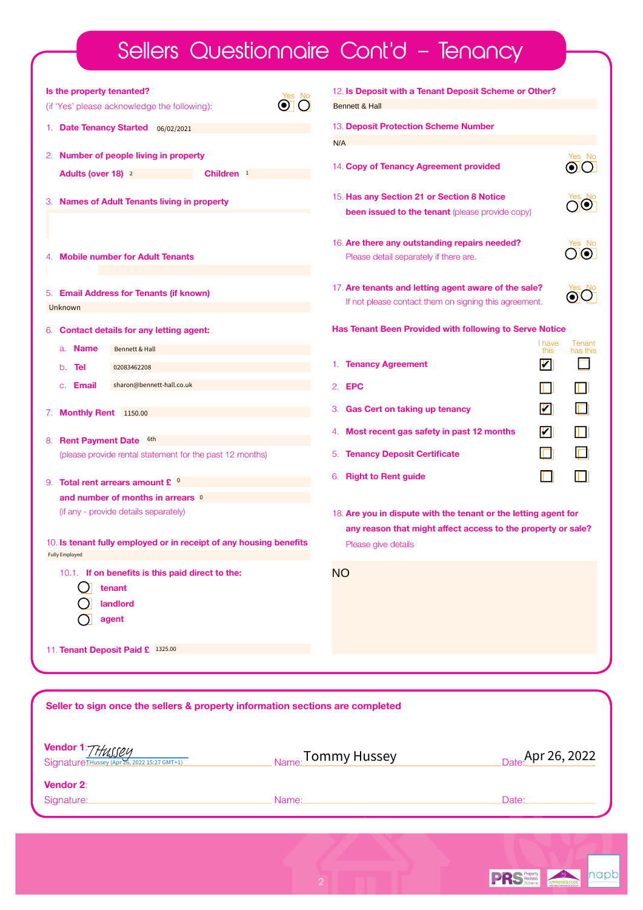# Sellers Questionnaire Cont'd – Tenancy

**Is the property tenanted?** Yes: ◉ No: ○

(if 'Yes' please acknowledge the following):

1. **Date Tenancy Started** 06/02/2021
2. **Number of people living in property**

   **Adults (over 18)** 2 **Children** 1
3. **Names of Adult Tenants living in property**
4. **Mobile number for Adult Tenants**
5. **Email Address for Tenants (if known)**

   Unknown
6. **Contact details for any letting agent:**
   a. **Name** Bennett & Hall
   b. **Tel** 02083462208
   c. **Email** sharon@bennett-hall.co.uk
7. **Monthly Rent** 1150.00
8. **Rent Payment Date** 6th

   (please provide rental statement for the past 12 months)
9. **Total rent arrears amount £** 0

   **and number of months in arrears** 0

   (if any - provide details separately)
10. **Is tenant fully employed or in receipt of any housing benefits**

    Fully Employed

    10.1. **If on benefits is this paid direct to the:**
    - ○ tenant
    - ○ landlord
    - ○ agent
11. **Tenant Deposit Paid £** 1325.00
12. **Is Deposit with a Tenant Deposit Scheme or Other?**

    Bennett & Hall
13. **Deposit Protection Scheme Number**

    N/A
14. **Copy of Tenancy Agreement provided** Yes: ◉ No: ○
15. **Has any Section 21 or Section 8 Notice been issued to the tenant** (please provide copy) Yes: ○ No: ◉
16. **Are there any outstanding repairs needed?** Yes: ○ No: ◉

    Please detail separately if there are.
17. **Are tenants and letting agent aware of the sale?** Yes: ◉ No: ○

    If not please contact them on signing this agreement.

**Has Tenant Been Provided with following to Serve Notice**

| | I have this | Tenant has this |
|---|---|---|
| 1. **Tenancy Agreement** | ☑ | ☐ |
| 2. **EPC** | ☐ | ☐ |
| 3. **Gas Cert on taking up tenancy** | ☑ | ☐ |
| 4. **Most recent gas safety in past 12 months** | ☑ | ☐ |
| 5. **Tenancy Deposit Certificate** | ☐ | ☐ |
| 6. **Right to Rent guide** | ☐ | ☐ |

18. **Are you in dispute with the tenant or the letting agent for any reason that might affect access to the property or sale?**

    Please give details

    NO

**Seller to sign once the sellers & property information sections are completed**

**Vendor 1**: Signature: THussey (THussey (Apr 26, 2022 15:27 GMT+1)) Name: Tommy Hussey Date: Apr 26, 2022

**Vendor 2**: Signature: Name: Date: